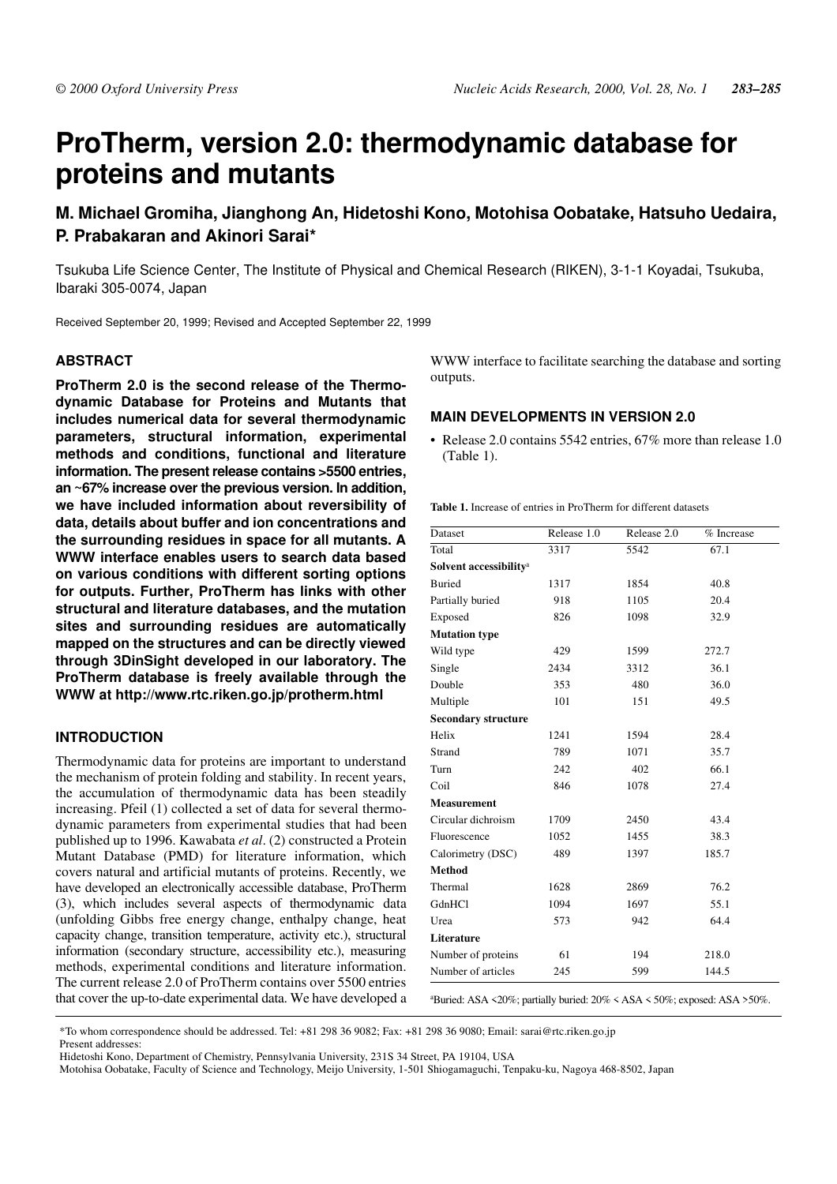# ProTherm, version 2.0: thermodynamic database for proteins and mutants

**M. Michael Gromiha, Jianghong An, Hidetoshi Kono, Motohisa Oobatake, Hatsuho Uedaira, P. Prabakaran and Akinori Sarai***

Tsukuba Life Science Center, The Institute of Physical and Chemical Research (RIKEN), 3-1-1 Koyadai, Tsukuba, Ibaraki 305-0074, Japan

Received September 20, 1999; Revised and Accepted September 22, 1999

## ABSTRACT

**ProTherm 2.0 is the second release of the Thermodynamic Database for Proteins and Mutants that includes numerical data for several thermodynamic parameters, structural information, experimental methods and conditions, functional and literature information. The present release contains >5500 entries, an ~67% increase over the previous version. In addition, we have included information about reversibility of data, details about buffer and ion concentrations and the surrounding residues in space for all mutants. A WWW interface enables users to search data based on various conditions with different sorting options for outputs. Further, ProTherm has links with other structural and literature databases, and the mutation sites and surrounding residues are automatically mapped on the structures and can be directly viewed through 3DinSight developed in our laboratory. The ProTherm database is freely available through the WWW at http://www.rtc.riken.go.jp/protherm.html**

## INTRODUCTION

Thermodynamic data for proteins are important to understand the mechanism of protein folding and stability. In recent years, the accumulation of thermodynamic data has been steadily increasing. Pfeil (1) collected a set of data for several thermodynamic parameters from experimental studies that had been published up to 1996. Kawabata *et al*. (2) constructed a Protein Mutant Database (PMD) for literature information, which covers natural and artificial mutants of proteins. Recently, we have developed an electronically accessible database, ProTherm (3), which includes several aspects of thermodynamic data (unfolding Gibbs free energy change, enthalpy change, heat capacity change, transition temperature, activity etc.), structural information (secondary structure, accessibility etc.), measuring methods, experimental conditions and literature information. The current release 2.0 of ProTherm contains over 5500 entries that cover the up-to-date experimental data. We have developed a WWW interface to facilitate searching the database and sorting outputs.

## MAIN DEVELOPMENTS IN VERSION 2.0

- Release 2.0 contains 5542 entries, 67% more than release 1.0 (Table 1).

**Table 1.** Increase of entries in ProTherm for different datasets

| Dataset | Release 1.0 | Release 2.0 | % Increase |
|---|---|---|---|
| Total | 3317 | 5542 | 67.1 |
| **Solvent accessibility**[a] | | | |
| Buried | 1317 | 1854 | 40.8 |
| Partially buried | 918 | 1105 | 20.4 |
| Exposed | 826 | 1098 | 32.9 |
| **Mutation type** | | | |
| Wild type | 429 | 1599 | 272.7 |
| Single | 2434 | 3312 | 36.1 |
| Double | 353 | 480 | 36.0 |
| Multiple | 101 | 151 | 49.5 |
| **Secondary structure** | | | |
| Helix | 1241 | 1594 | 28.4 |
| Strand | 789 | 1071 | 35.7 |
| Turn | 242 | 402 | 66.1 |
| Coil | 846 | 1078 | 27.4 |
| **Measurement** | | | |
| Circular dichroism | 1709 | 2450 | 43.4 |
| Fluorescence | 1052 | 1455 | 38.3 |
| Calorimetry (DSC) | 489 | 1397 | 185.7 |
| **Method** | | | |
| Thermal | 1628 | 2869 | 76.2 |
| GdnHCl | 1094 | 1697 | 55.1 |
| Urea | 573 | 942 | 64.4 |
| **Literature** | | | |
| Number of proteins | 61 | 194 | 218.0 |
| Number of articles | 245 | 599 | 144.5 |

[a]Buried: ASA <20%; partially buried: 20% < ASA < 50%; exposed: ASA >50%.

*To whom correspondence should be addressed. Tel: +81 298 36 9082; Fax: +81 298 36 9080; Email: sarai@rtc.riken.go.jp

Present addresses:

Hidetoshi Kono, Department of Chemistry, Pennsylvania University, 231S 34 Street, PA 19104, USA

Motohisa Oobatake, Faculty of Science and Technology, Meijo University, 1-501 Shiogamaguchi, Tenpaku-ku, Nagoya 468-8502, Japan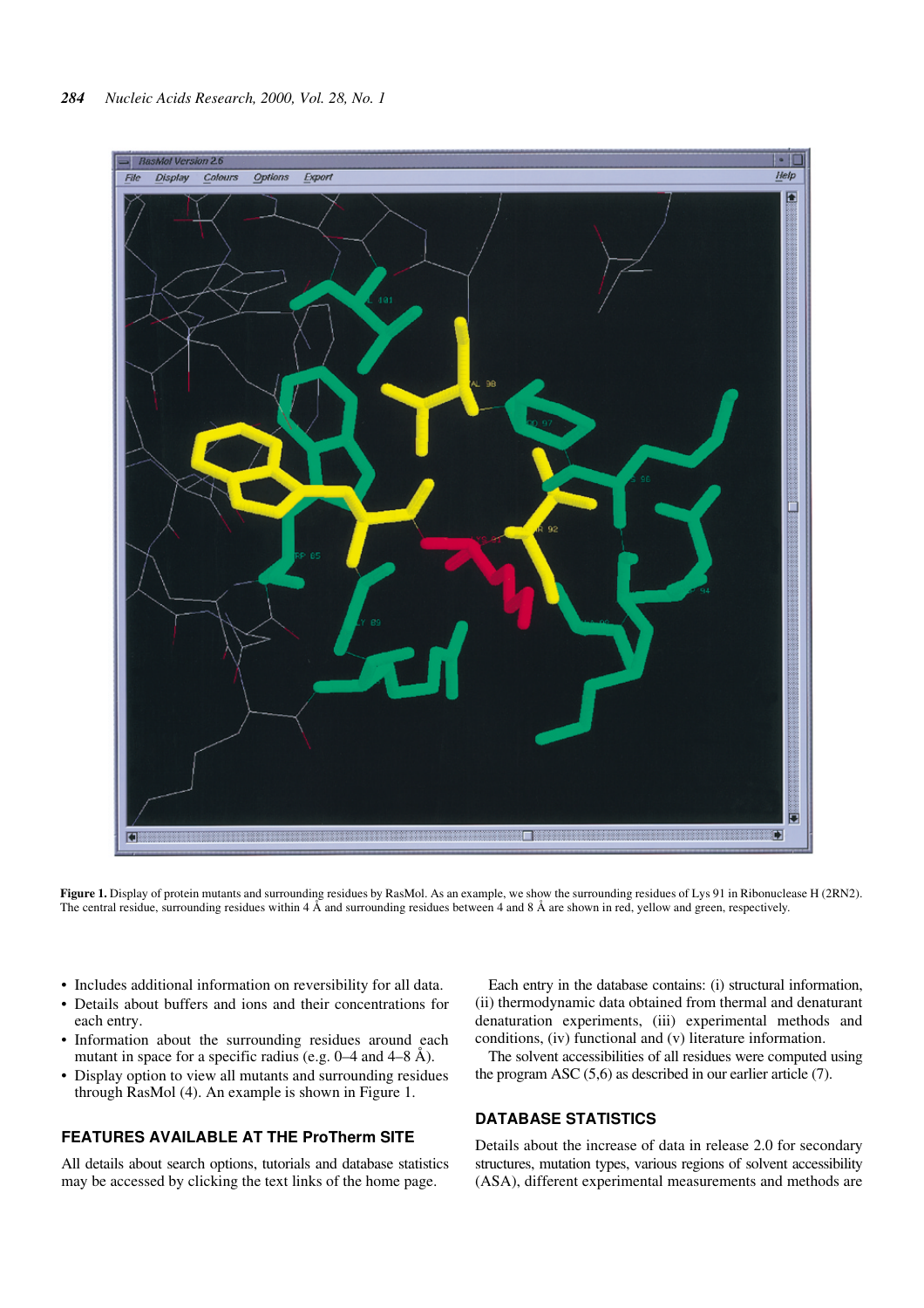**Figure 1.** Display of protein mutants and surrounding residues by RasMol. As an example, we show the surrounding residues of Lys 91 in Ribonuclease H (2RN2). The central residue, surrounding residues within 4 Å and surrounding residues between 4 and 8 Å are shown in red, yellow and green, respectively.

- Includes additional information on reversibility for all data.
- Details about buffers and ions and their concentrations for each entry.
- Information about the surrounding residues around each mutant in space for a specific radius (e.g. 0–4 and 4–8 Å).
- Display option to view all mutants and surrounding residues through RasMol (4). An example is shown in Figure 1.

## FEATURES AVAILABLE AT THE ProTherm SITE

All details about search options, tutorials and database statistics may be accessed by clicking the text links of the home page.

Each entry in the database contains: (i) structural information, (ii) thermodynamic data obtained from thermal and denaturant denaturation experiments, (iii) experimental methods and conditions, (iv) functional and (v) literature information.

The solvent accessibilities of all residues were computed using the program ASC (5,6) as described in our earlier article (7).

## DATABASE STATISTICS

Details about the increase of data in release 2.0 for secondary structures, mutation types, various regions of solvent accessibility (ASA), different experimental measurements and methods are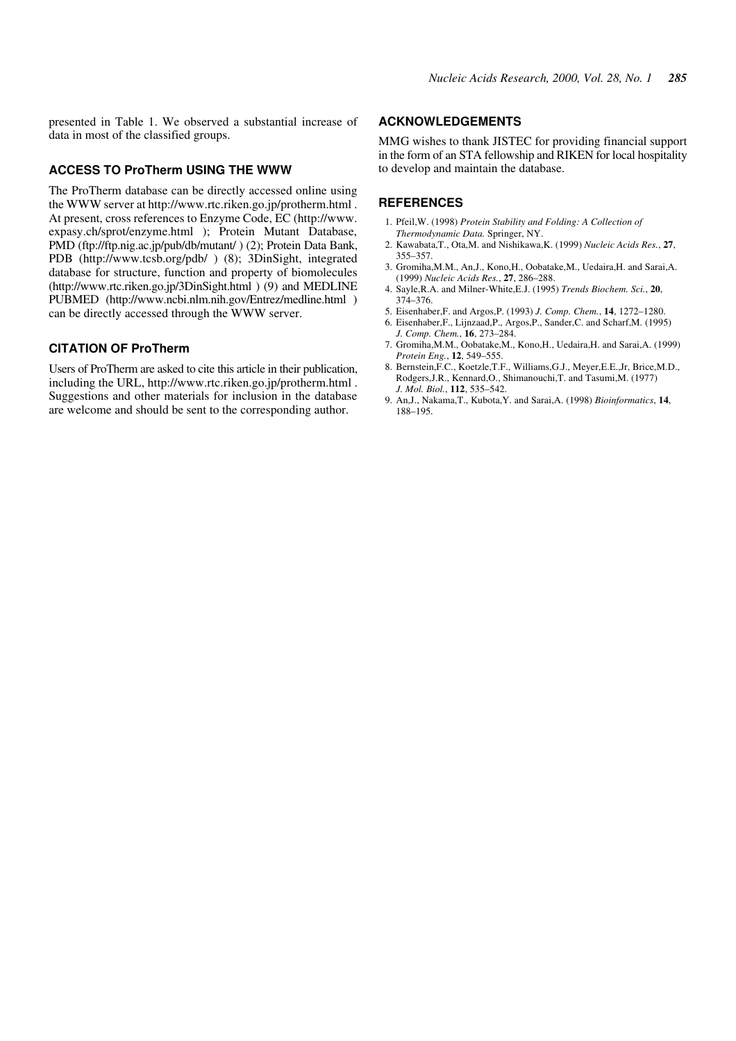presented in Table 1. We observed a substantial increase of data in most of the classified groups.

## ACCESS TO ProTherm USING THE WWW

The ProTherm database can be directly accessed online using the WWW server at http://www.rtc.riken.go.jp/protherm.html . At present, cross references to Enzyme Code, EC (http://www.expasy.ch/sprot/enzyme.html ); Protein Mutant Database, PMD (ftp://ftp.nig.ac.jp/pub/db/mutant/ ) (2); Protein Data Bank, PDB (http://www.tcsb.org/pdb/ ) (8); 3DinSight, integrated database for structure, function and property of biomolecules (http://www.rtc.riken.go.jp/3DinSight.html ) (9) and MEDLINE PUBMED (http://www.ncbi.nlm.nih.gov/Entrez/medline.html ) can be directly accessed through the WWW server.

## CITATION OF ProTherm

Users of ProTherm are asked to cite this article in their publication, including the URL, http://www.rtc.riken.go.jp/protherm.html . Suggestions and other materials for inclusion in the database are welcome and should be sent to the corresponding author.

## ACKNOWLEDGEMENTS

MMG wishes to thank JISTEC for providing financial support in the form of an STA fellowship and RIKEN for local hospitality to develop and maintain the database.

## REFERENCES

1. Pfeil,W. (1998) *Protein Stability and Folding: A Collection of Thermodynamic Data.* Springer, NY.
2. Kawabata,T., Ota,M. and Nishikawa,K. (1999) *Nucleic Acids Res.*, **27**, 355–357.
3. Gromiha,M.M., An,J., Kono,H., Oobatake,M., Uedaira,H. and Sarai,A. (1999) *Nucleic Acids Res.*, **27**, 286–288.
4. Sayle,R.A. and Milner-White,E.J. (1995) *Trends Biochem. Sci.*, **20**, 374–376.
5. Eisenhaber,F. and Argos,P. (1993) *J. Comp. Chem.*, **14**, 1272–1280.
6. Eisenhaber,F., Lijnzaad,P., Argos,P., Sander,C. and Scharf,M. (1995) *J. Comp. Chem.*, **16**, 273–284.
7. Gromiha,M.M., Oobatake,M., Kono,H., Uedaira,H. and Sarai,A. (1999) *Protein Eng.*, **12**, 549–555.
8. Bernstein,F.C., Koetzle,T.F., Williams,G.J., Meyer,E.E.,Jr, Brice,M.D., Rodgers,J.R., Kennard,O., Shimanouchi,T. and Tasumi,M. (1977) *J. Mol. Biol.*, **112**, 535–542.
9. An,J., Nakama,T., Kubota,Y. and Sarai,A. (1998) *Bioinformatics*, **14**, 188–195.